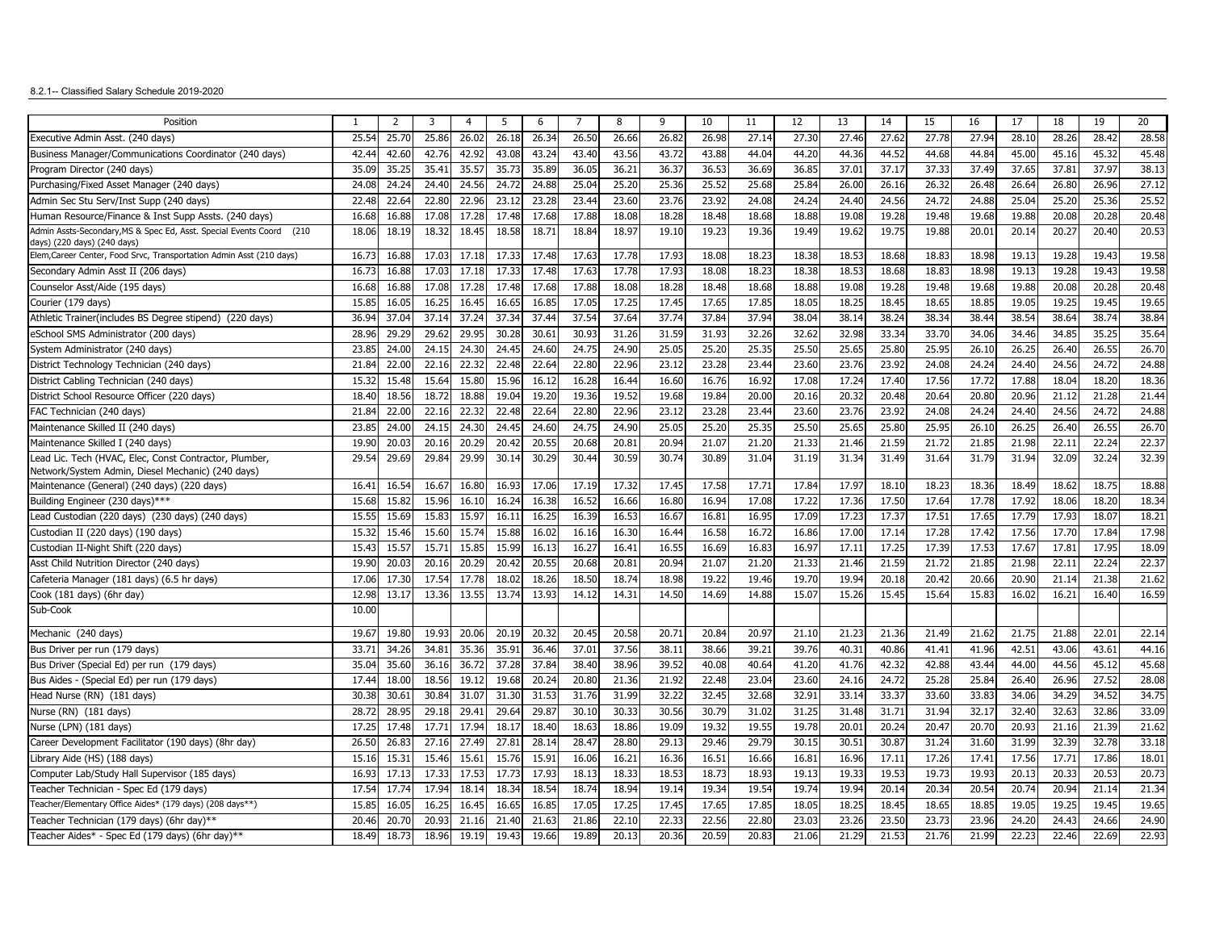8.2.1-- Classified Salary Schedule 2019-2020

| Position | 1 | 2 | 3 | 4 | 5 | 6 | 7 | 8 | 9 | 10 | 11 | 12 | 13 | 14 | 15 | 16 | 17 | 18 | 19 | 20 |
|---|---|---|---|---|---|---|---|---|---|---|---|---|---|---|---|---|---|---|---|---|
| Executive Admin Asst. (240 days) | 25.54 | 25.70 | 25.86 | 26.02 | 26.18 | 26.34 | 26.50 | 26.66 | 26.82 | 26.98 | 27.14 | 27.30 | 27.46 | 27.62 | 27.78 | 27.94 | 28.10 | 28.26 | 28.42 | 28.58 |
| Business Manager/Communications Coordinator (240 days) | 42.44 | 42.60 | 42.76 | 42.92 | 43.08 | 43.24 | 43.40 | 43.56 | 43.72 | 43.88 | 44.04 | 44.20 | 44.36 | 44.52 | 44.68 | 44.84 | 45.00 | 45.16 | 45.32 | 45.48 |
| Program Director (240 days) | 35.09 | 35.25 | 35.41 | 35.57 | 35.73 | 35.89 | 36.05 | 36.21 | 36.37 | 36.53 | 36.69 | 36.85 | 37.01 | 37.17 | 37.33 | 37.49 | 37.65 | 37.81 | 37.97 | 38.13 |
| Purchasing/Fixed Asset Manager (240 days) | 24.08 | 24.24 | 24.40 | 24.56 | 24.72 | 24.88 | 25.04 | 25.20 | 25.36 | 25.52 | 25.68 | 25.84 | 26.00 | 26.16 | 26.32 | 26.48 | 26.64 | 26.80 | 26.96 | 27.12 |
| Admin Sec Stu Serv/Inst Supp (240 days) | 22.48 | 22.64 | 22.80 | 22.96 | 23.12 | 23.28 | 23.44 | 23.60 | 23.76 | 23.92 | 24.08 | 24.24 | 24.40 | 24.56 | 24.72 | 24.88 | 25.04 | 25.20 | 25.36 | 25.52 |
| Human Resource/Finance & Inst Supp Assts. (240 days) | 16.68 | 16.88 | 17.08 | 17.28 | 17.48 | 17.68 | 17.88 | 18.08 | 18.28 | 18.48 | 18.68 | 18.88 | 19.08 | 19.28 | 19.48 | 19.68 | 19.88 | 20.08 | 20.28 | 20.48 |
| Admin Assts-Secondary,MS & Spec Ed, Asst. Special Events Coord (210 days) (220 days) (240 days) | 18.06 | 18.19 | 18.32 | 18.45 | 18.58 | 18.71 | 18.84 | 18.97 | 19.10 | 19.23 | 19.36 | 19.49 | 19.62 | 19.75 | 19.88 | 20.01 | 20.14 | 20.27 | 20.40 | 20.53 |
| Elem,Career Center, Food Srvc, Transportation Admin Asst (210 days) | 16.73 | 16.88 | 17.03 | 17.18 | 17.33 | 17.48 | 17.63 | 17.78 | 17.93 | 18.08 | 18.23 | 18.38 | 18.53 | 18.68 | 18.83 | 18.98 | 19.13 | 19.28 | 19.43 | 19.58 |
| Secondary Admin Asst II (206 days) | 16.73 | 16.88 | 17.03 | 17.18 | 17.33 | 17.48 | 17.63 | 17.78 | 17.93 | 18.08 | 18.23 | 18.38 | 18.53 | 18.68 | 18.83 | 18.98 | 19.13 | 19.28 | 19.43 | 19.58 |
| Counselor Asst/Aide (195 days) | 16.68 | 16.88 | 17.08 | 17.28 | 17.48 | 17.68 | 17.88 | 18.08 | 18.28 | 18.48 | 18.68 | 18.88 | 19.08 | 19.28 | 19.48 | 19.68 | 19.88 | 20.08 | 20.28 | 20.48 |
| Courier (179 days) | 15.85 | 16.05 | 16.25 | 16.45 | 16.65 | 16.85 | 17.05 | 17.25 | 17.45 | 17.65 | 17.85 | 18.05 | 18.25 | 18.45 | 18.65 | 18.85 | 19.05 | 19.25 | 19.45 | 19.65 |
| Athletic Trainer(includes BS Degree stipend) (220 days) | 36.94 | 37.04 | 37.14 | 37.24 | 37.34 | 37.44 | 37.54 | 37.64 | 37.74 | 37.84 | 37.94 | 38.04 | 38.14 | 38.24 | 38.34 | 38.44 | 38.54 | 38.64 | 38.74 | 38.84 |
| eSchool SMS Administrator (200 days) | 28.96 | 29.29 | 29.62 | 29.95 | 30.28 | 30.61 | 30.93 | 31.26 | 31.59 | 31.93 | 32.26 | 32.62 | 32.98 | 33.34 | 33.70 | 34.06 | 34.46 | 34.85 | 35.25 | 35.64 |
| System Administrator (240 days) | 23.85 | 24.00 | 24.15 | 24.30 | 24.45 | 24.60 | 24.75 | 24.90 | 25.05 | 25.20 | 25.35 | 25.50 | 25.65 | 25.80 | 25.95 | 26.10 | 26.25 | 26.40 | 26.55 | 26.70 |
| District Technology Technician (240 days) | 21.84 | 22.00 | 22.16 | 22.32 | 22.48 | 22.64 | 22.80 | 22.96 | 23.12 | 23.28 | 23.44 | 23.60 | 23.76 | 23.92 | 24.08 | 24.24 | 24.40 | 24.56 | 24.72 | 24.88 |
| District Cabling Technician (240 days) | 15.32 | 15.48 | 15.64 | 15.80 | 15.96 | 16.12 | 16.28 | 16.44 | 16.60 | 16.76 | 16.92 | 17.08 | 17.24 | 17.40 | 17.56 | 17.72 | 17.88 | 18.04 | 18.20 | 18.36 |
| District School Resource Officer (220 days) | 18.40 | 18.56 | 18.72 | 18.88 | 19.04 | 19.20 | 19.36 | 19.52 | 19.68 | 19.84 | 20.00 | 20.16 | 20.32 | 20.48 | 20.64 | 20.80 | 20.96 | 21.12 | 21.28 | 21.44 |
| FAC Technician (240 days) | 21.84 | 22.00 | 22.16 | 22.32 | 22.48 | 22.64 | 22.80 | 22.96 | 23.12 | 23.28 | 23.44 | 23.60 | 23.76 | 23.92 | 24.08 | 24.24 | 24.40 | 24.56 | 24.72 | 24.88 |
| Maintenance Skilled II (240 days) | 23.85 | 24.00 | 24.15 | 24.30 | 24.45 | 24.60 | 24.75 | 24.90 | 25.05 | 25.20 | 25.35 | 25.50 | 25.65 | 25.80 | 25.95 | 26.10 | 26.25 | 26.40 | 26.55 | 26.70 |
| Maintenance Skilled I (240 days) | 19.90 | 20.03 | 20.16 | 20.29 | 20.42 | 20.55 | 20.68 | 20.81 | 20.94 | 21.07 | 21.20 | 21.33 | 21.46 | 21.59 | 21.72 | 21.85 | 21.98 | 22.11 | 22.24 | 22.37 |
| Lead Lic. Tech (HVAC, Elec, Const Contractor, Plumber, Network/System Admin, Diesel Mechanic) (240 days) | 29.54 | 29.69 | 29.84 | 29.99 | 30.14 | 30.29 | 30.44 | 30.59 | 30.74 | 30.89 | 31.04 | 31.19 | 31.34 | 31.49 | 31.64 | 31.79 | 31.94 | 32.09 | 32.24 | 32.39 |
| Maintenance (General) (240 days) (220 days) | 16.41 | 16.54 | 16.67 | 16.80 | 16.93 | 17.06 | 17.19 | 17.32 | 17.45 | 17.58 | 17.71 | 17.84 | 17.97 | 18.10 | 18.23 | 18.36 | 18.49 | 18.62 | 18.75 | 18.88 |
| Building Engineer (230 days)*** | 15.68 | 15.82 | 15.96 | 16.10 | 16.24 | 16.38 | 16.52 | 16.66 | 16.80 | 16.94 | 17.08 | 17.22 | 17.36 | 17.50 | 17.64 | 17.78 | 17.92 | 18.06 | 18.20 | 18.34 |
| Lead Custodian (220 days) (230 days) (240 days) | 15.55 | 15.69 | 15.83 | 15.97 | 16.11 | 16.25 | 16.39 | 16.53 | 16.67 | 16.81 | 16.95 | 17.09 | 17.23 | 17.37 | 17.51 | 17.65 | 17.79 | 17.93 | 18.07 | 18.21 |
| Custodian II (220 days) (190 days) | 15.32 | 15.46 | 15.60 | 15.74 | 15.88 | 16.02 | 16.16 | 16.30 | 16.44 | 16.58 | 16.72 | 16.86 | 17.00 | 17.14 | 17.28 | 17.42 | 17.56 | 17.70 | 17.84 | 17.98 |
| Custodian II-Night Shift (220 days) | 15.43 | 15.57 | 15.71 | 15.85 | 15.99 | 16.13 | 16.27 | 16.41 | 16.55 | 16.69 | 16.83 | 16.97 | 17.11 | 17.25 | 17.39 | 17.53 | 17.67 | 17.81 | 17.95 | 18.09 |
| Asst Child Nutrition Director (240 days) | 19.90 | 20.03 | 20.16 | 20.29 | 20.42 | 20.55 | 20.68 | 20.81 | 20.94 | 21.07 | 21.20 | 21.33 | 21.46 | 21.59 | 21.72 | 21.85 | 21.98 | 22.11 | 22.24 | 22.37 |
| Cafeteria Manager (181 days) (6.5 hr days) | 17.06 | 17.30 | 17.54 | 17.78 | 18.02 | 18.26 | 18.50 | 18.74 | 18.98 | 19.22 | 19.46 | 19.70 | 19.94 | 20.18 | 20.42 | 20.66 | 20.90 | 21.14 | 21.38 | 21.62 |
| Cook (181 days) (6hr day) | 12.98 | 13.17 | 13.36 | 13.55 | 13.74 | 13.93 | 14.12 | 14.31 | 14.50 | 14.69 | 14.88 | 15.07 | 15.26 | 15.45 | 15.64 | 15.83 | 16.02 | 16.21 | 16.40 | 16.59 |
| Sub-Cook | 10.00 | | | | | | | | | | | | | | | | | | | |
| Mechanic (240 days) | 19.67 | 19.80 | 19.93 | 20.06 | 20.19 | 20.32 | 20.45 | 20.58 | 20.71 | 20.84 | 20.97 | 21.10 | 21.23 | 21.36 | 21.49 | 21.62 | 21.75 | 21.88 | 22.01 | 22.14 |
| Bus Driver per run (179 days) | 33.71 | 34.26 | 34.81 | 35.36 | 35.91 | 36.46 | 37.01 | 37.56 | 38.11 | 38.66 | 39.21 | 39.76 | 40.31 | 40.86 | 41.41 | 41.96 | 42.51 | 43.06 | 43.61 | 44.16 |
| Bus Driver (Special Ed) per run (179 days) | 35.04 | 35.60 | 36.16 | 36.72 | 37.28 | 37.84 | 38.40 | 38.96 | 39.52 | 40.08 | 40.64 | 41.20 | 41.76 | 42.32 | 42.88 | 43.44 | 44.00 | 44.56 | 45.12 | 45.68 |
| Bus Aides - (Special Ed) per run (179 days) | 17.44 | 18.00 | 18.56 | 19.12 | 19.68 | 20.24 | 20.80 | 21.36 | 21.92 | 22.48 | 23.04 | 23.60 | 24.16 | 24.72 | 25.28 | 25.84 | 26.40 | 26.96 | 27.52 | 28.08 |
| Head Nurse (RN) (181 days) | 30.38 | 30.61 | 30.84 | 31.07 | 31.30 | 31.53 | 31.76 | 31.99 | 32.22 | 32.45 | 32.68 | 32.91 | 33.14 | 33.37 | 33.60 | 33.83 | 34.06 | 34.29 | 34.52 | 34.75 |
| Nurse (RN) (181 days) | 28.72 | 28.95 | 29.18 | 29.41 | 29.64 | 29.87 | 30.10 | 30.33 | 30.56 | 30.79 | 31.02 | 31.25 | 31.48 | 31.71 | 31.94 | 32.17 | 32.40 | 32.63 | 32.86 | 33.09 |
| Nurse (LPN) (181 days) | 17.25 | 17.48 | 17.71 | 17.94 | 18.17 | 18.40 | 18.63 | 18.86 | 19.09 | 19.32 | 19.55 | 19.78 | 20.01 | 20.24 | 20.47 | 20.70 | 20.93 | 21.16 | 21.39 | 21.62 |
| Career Development Facilitator (190 days) (8hr day) | 26.50 | 26.83 | 27.16 | 27.49 | 27.81 | 28.14 | 28.47 | 28.80 | 29.13 | 29.46 | 29.79 | 30.15 | 30.51 | 30.87 | 31.24 | 31.60 | 31.99 | 32.39 | 32.78 | 33.18 |
| Library Aide (HS) (188 days) | 15.16 | 15.31 | 15.46 | 15.61 | 15.76 | 15.91 | 16.06 | 16.21 | 16.36 | 16.51 | 16.66 | 16.81 | 16.96 | 17.11 | 17.26 | 17.41 | 17.56 | 17.71 | 17.86 | 18.01 |
| Computer Lab/Study Hall Supervisor (185 days) | 16.93 | 17.13 | 17.33 | 17.53 | 17.73 | 17.93 | 18.13 | 18.33 | 18.53 | 18.73 | 18.93 | 19.13 | 19.33 | 19.53 | 19.73 | 19.93 | 20.13 | 20.33 | 20.53 | 20.73 |
| Teacher Technician - Spec Ed (179 days) | 17.54 | 17.74 | 17.94 | 18.14 | 18.34 | 18.54 | 18.74 | 18.94 | 19.14 | 19.34 | 19.54 | 19.74 | 19.94 | 20.14 | 20.34 | 20.54 | 20.74 | 20.94 | 21.14 | 21.34 |
| Teacher/Elementary Office Aides* (179 days) (208 days**) | 15.85 | 16.05 | 16.25 | 16.45 | 16.65 | 16.85 | 17.05 | 17.25 | 17.45 | 17.65 | 17.85 | 18.05 | 18.25 | 18.45 | 18.65 | 18.85 | 19.05 | 19.25 | 19.45 | 19.65 |
| Teacher Technician (179 days) (6hr day)** | 20.46 | 20.70 | 20.93 | 21.16 | 21.40 | 21.63 | 21.86 | 22.10 | 22.33 | 22.56 | 22.80 | 23.03 | 23.26 | 23.50 | 23.73 | 23.96 | 24.20 | 24.43 | 24.66 | 24.90 |
| Teacher Aides* - Spec Ed (179 days) (6hr day)** | 18.49 | 18.73 | 18.96 | 19.19 | 19.43 | 19.66 | 19.89 | 20.13 | 20.36 | 20.59 | 20.83 | 21.06 | 21.29 | 21.53 | 21.76 | 21.99 | 22.23 | 22.46 | 22.69 | 22.93 |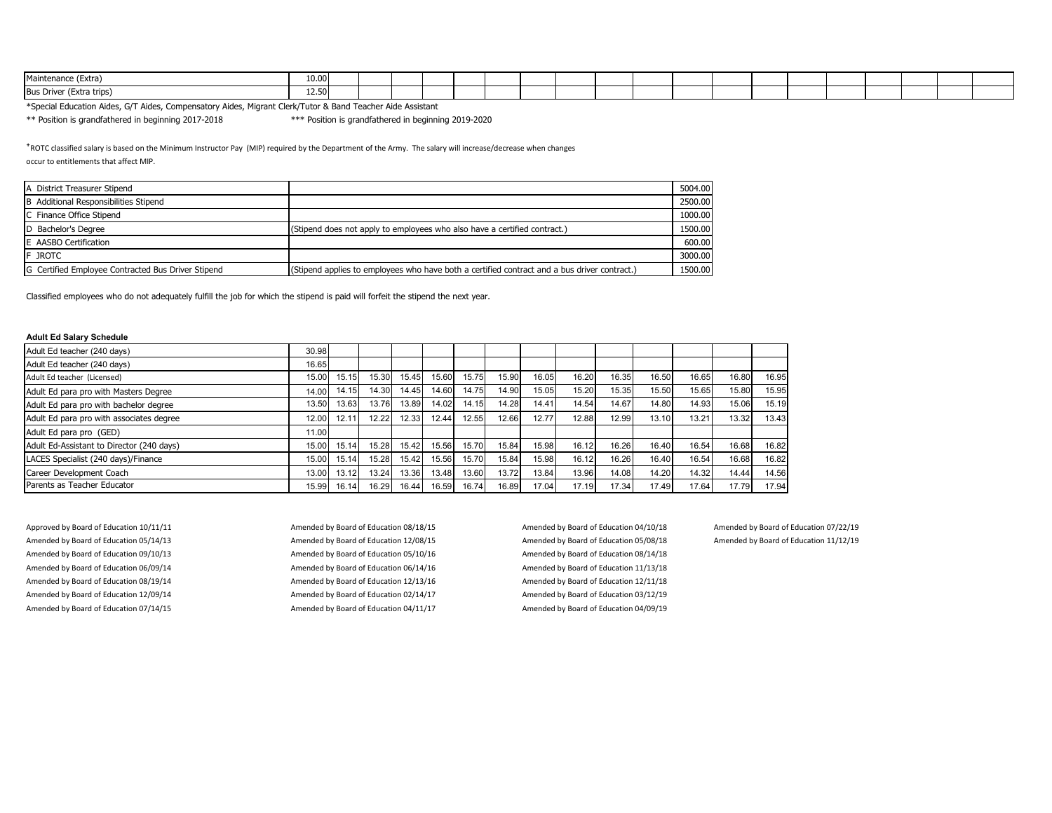| | | | | | | | | | | | | | | | | | | | |
|---|---|---|---|---|---|---|---|---|---|---|---|---|---|---|---|---|---|---|---|
| Maintenance (Extra) | 10.00 | | | | | | | | | | | | | | | | | | |
| Bus Driver (Extra trips) | 12.50 | | | | | | | | | | | | | | | | | | |

*Special Education Aides, G/T Aides, Compensatory Aides, Migrant Clerk/Tutor & Band Teacher Aide Assistant

** Position is grandfathered in beginning 2017-2018

*** Position is grandfathered in beginning 2019-2020

+ROTC classified salary is based on the Minimum Instructor Pay (MIP) required by the Department of the Army. The salary will increase/decrease when changes occur to entitlements that affect MIP.

| | | |
|---|---|---|
| A District Treasurer Stipend | | 5004.00 |
| B Additional Responsibilities Stipend | | 2500.00 |
| C Finance Office Stipend | | 1000.00 |
| D Bachelor's Degree | (Stipend does not apply to employees who also have a certified contract.) | 1500.00 |
| E AASBO Certification | | 600.00 |
| F JROTC | | 3000.00 |
| G Certified Employee Contracted Bus Driver Stipend | (Stipend applies to employees who have both a certified contract and a bus driver contract.) | 1500.00 |

Classified employees who do not adequately fulfill the job for which the stipend is paid will forfeit the stipend the next year.

**Adult Ed Salary Schedule**

| | | | | | | | | | | | | | | |
|---|---|---|---|---|---|---|---|---|---|---|---|---|---|---|
| Adult Ed teacher (240 days) | 30.98 | | | | | | | | | | | | | |
| Adult Ed teacher (240 days) | 16.65 | | | | | | | | | | | | | |
| Adult Ed teacher (Licensed) | 15.00 | 15.15 | 15.30 | 15.45 | 15.60 | 15.75 | 15.90 | 16.05 | 16.20 | 16.35 | 16.50 | 16.65 | 16.80 | 16.95 |
| Adult Ed para pro with Masters Degree | 14.00 | 14.15 | 14.30 | 14.45 | 14.60 | 14.75 | 14.90 | 15.05 | 15.20 | 15.35 | 15.50 | 15.65 | 15.80 | 15.95 |
| Adult Ed para pro with bachelor degree | 13.50 | 13.63 | 13.76 | 13.89 | 14.02 | 14.15 | 14.28 | 14.41 | 14.54 | 14.67 | 14.80 | 14.93 | 15.06 | 15.19 |
| Adult Ed para pro with associates degree | 12.00 | 12.11 | 12.22 | 12.33 | 12.44 | 12.55 | 12.66 | 12.77 | 12.88 | 12.99 | 13.10 | 13.21 | 13.32 | 13.43 |
| Adult Ed para pro (GED) | 11.00 | | | | | | | | | | | | | |
| Adult Ed-Assistant to Director (240 days) | 15.00 | 15.14 | 15.28 | 15.42 | 15.56 | 15.70 | 15.84 | 15.98 | 16.12 | 16.26 | 16.40 | 16.54 | 16.68 | 16.82 |
| LACES Specialist (240 days)/Finance | 15.00 | 15.14 | 15.28 | 15.42 | 15.56 | 15.70 | 15.84 | 15.98 | 16.12 | 16.26 | 16.40 | 16.54 | 16.68 | 16.82 |
| Career Development Coach | 13.00 | 13.12 | 13.24 | 13.36 | 13.48 | 13.60 | 13.72 | 13.84 | 13.96 | 14.08 | 14.20 | 14.32 | 14.44 | 14.56 |
| Parents as Teacher Educator | 15.99 | 16.14 | 16.29 | 16.44 | 16.59 | 16.74 | 16.89 | 17.04 | 17.19 | 17.34 | 17.49 | 17.64 | 17.79 | 17.94 |

Approved by Board of Education 10/11/11
Amended by Board of Education 05/14/13
Amended by Board of Education 09/10/13
Amended by Board of Education 06/09/14
Amended by Board of Education 08/19/14
Amended by Board of Education 12/09/14
Amended by Board of Education 07/14/15
Amended by Board of Education 08/18/15
Amended by Board of Education 12/08/15
Amended by Board of Education 05/10/16
Amended by Board of Education 06/14/16
Amended by Board of Education 12/13/16
Amended by Board of Education 02/14/17
Amended by Board of Education 04/11/17
Amended by Board of Education 04/10/18
Amended by Board of Education 05/08/18
Amended by Board of Education 08/14/18
Amended by Board of Education 11/13/18
Amended by Board of Education 12/11/18
Amended by Board of Education 03/12/19
Amended by Board of Education 04/09/19
Amended by Board of Education 07/22/19
Amended by Board of Education 11/12/19